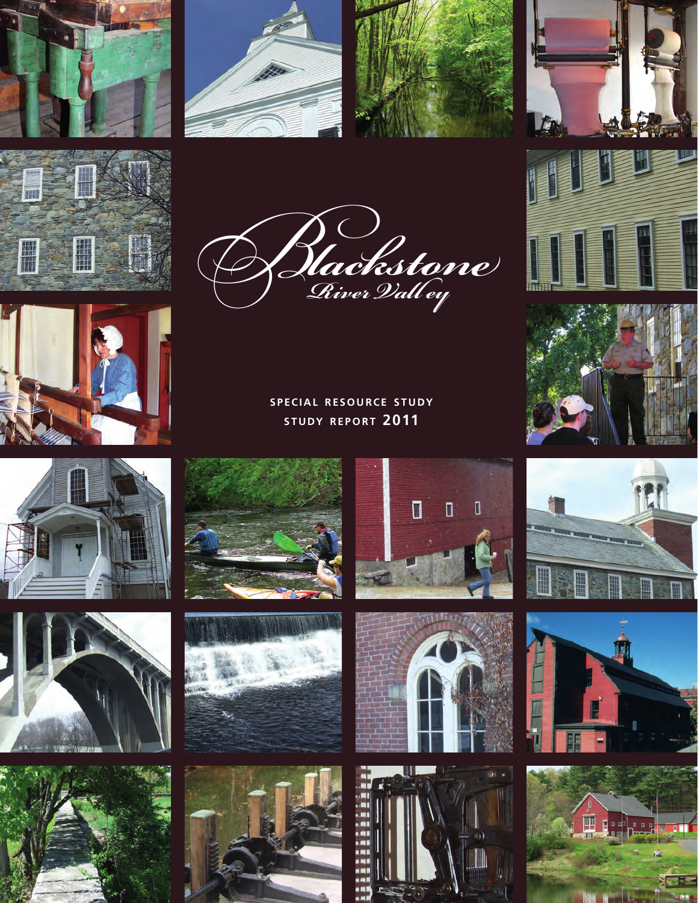# Blackstone River Valley

SPECIAL RESOURCE STUDY

STUDY REPORT **2011**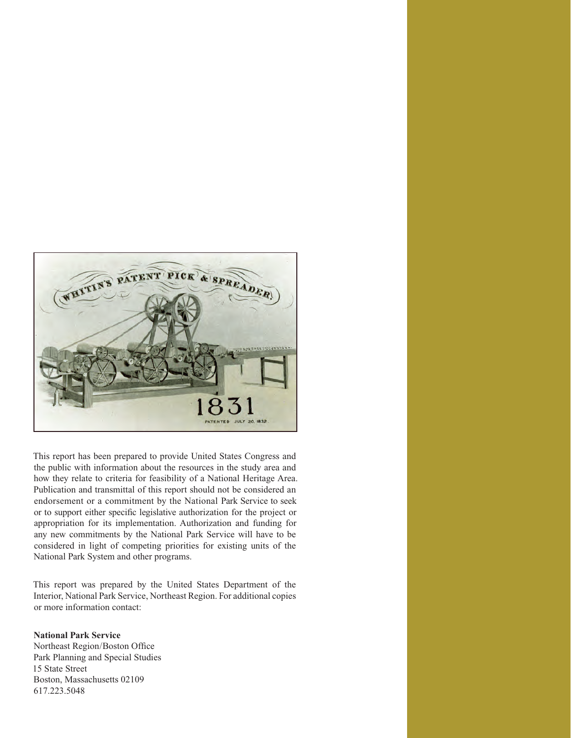This report has been prepared to provide United States Congress and the public with information about the resources in the study area and how they relate to criteria for feasibility of a National Heritage Area. Publication and transmittal of this report should not be considered an endorsement or a commitment by the National Park Service to seek or to support either specific legislative authorization for the project or appropriation for its implementation. Authorization and funding for any new commitments by the National Park Service will have to be considered in light of competing priorities for existing units of the National Park System and other programs.

This report was prepared by the United States Department of the Interior, National Park Service, Northeast Region. For additional copies or more information contact:

**National Park Service**
Northeast Region/Boston Office
Park Planning and Special Studies
15 State Street
Boston, Massachusetts 02109
617.223.5048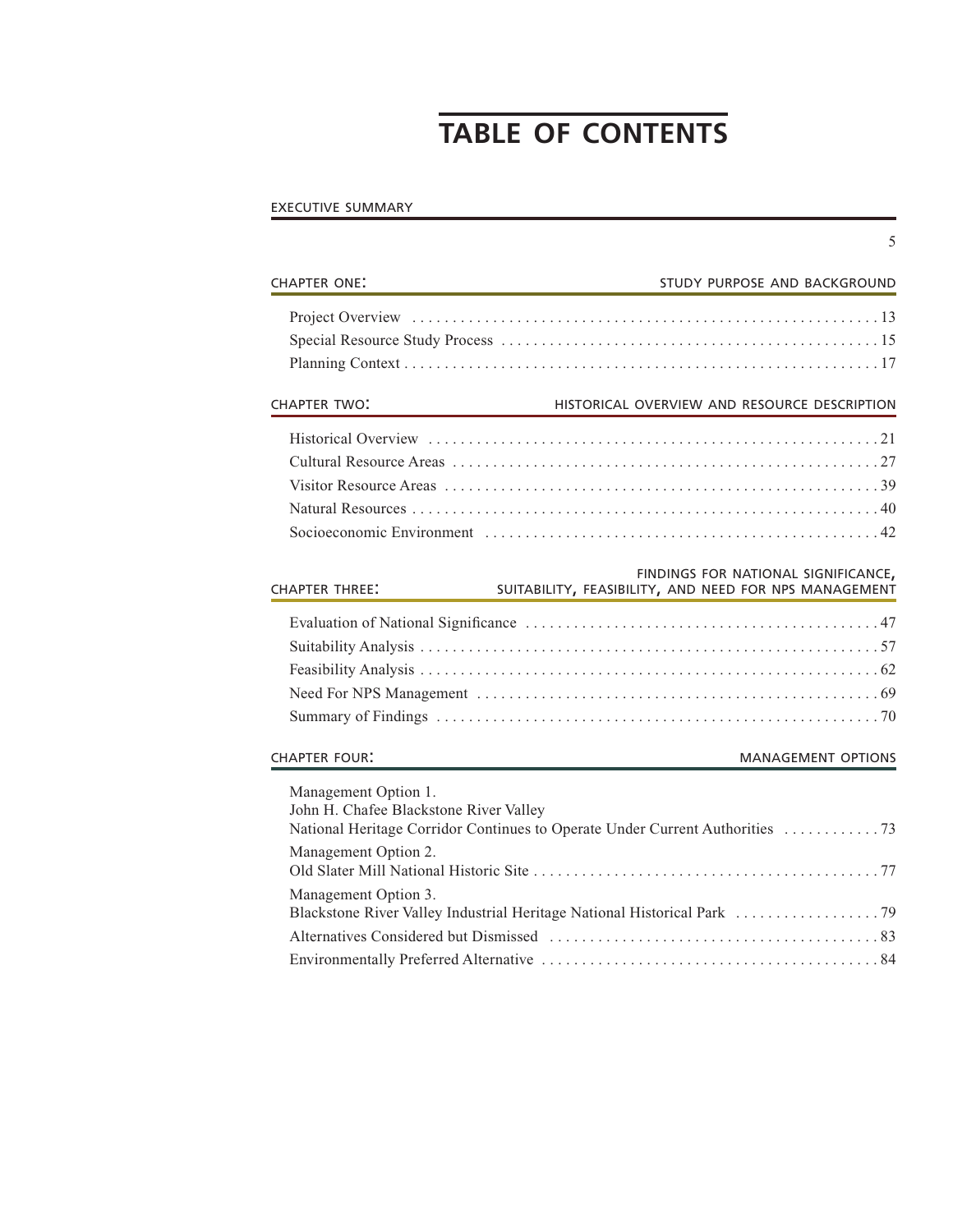# TABLE OF CONTENTS

## EXECUTIVE SUMMARY

5

## CHAPTER ONE: STUDY PURPOSE AND BACKGROUND

Project Overview . . . 13
Special Resource Study Process . . . 15
Planning Context . . . 17

## CHAPTER TWO: HISTORICAL OVERVIEW AND RESOURCE DESCRIPTION

Historical Overview . . . 21
Cultural Resource Areas . . . 27
Visitor Resource Areas . . . 39
Natural Resources . . . 40
Socioeconomic Environment . . . 42

## CHAPTER THREE: FINDINGS FOR NATIONAL SIGNIFICANCE, SUITABILITY, FEASIBILITY, AND NEED FOR NPS MANAGEMENT

Evaluation of National Significance . . . 47
Suitability Analysis . . . 57
Feasibility Analysis . . . 62
Need For NPS Management . . . 69
Summary of Findings . . . 70

## CHAPTER FOUR: MANAGEMENT OPTIONS

Management Option 1.
John H. Chafee Blackstone River Valley
National Heritage Corridor Continues to Operate Under Current Authorities . . . 73

Management Option 2.
Old Slater Mill National Historic Site . . . 77

Management Option 3.
Blackstone River Valley Industrial Heritage National Historical Park . . . 79

Alternatives Considered but Dismissed . . . 83
Environmentally Preferred Alternative . . . 84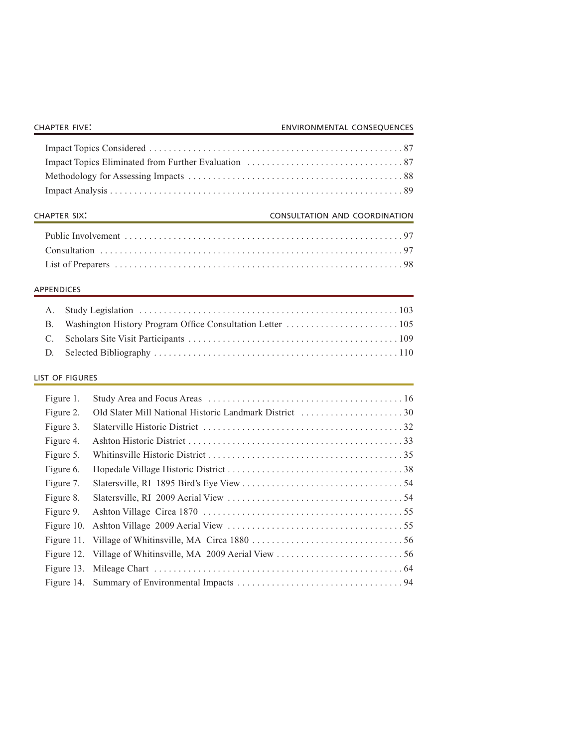## CHAPTER FIVE: ENVIRONMENTAL CONSEQUENCES

Impact Topics Considered . . . . . . . . . . . . . . . . . . . . . . . . . . . . . . . . . . . . . . . . . . . . . . . . . . . 87
Impact Topics Eliminated from Further Evaluation . . . . . . . . . . . . . . . . . . . . . . . . . . . . . . . 87
Methodology for Assessing Impacts . . . . . . . . . . . . . . . . . . . . . . . . . . . . . . . . . . . . . . . . . . . 88
Impact Analysis . . . . . . . . . . . . . . . . . . . . . . . . . . . . . . . . . . . . . . . . . . . . . . . . . . . . . . . . . . 89

## CHAPTER SIX: CONSULTATION AND COORDINATION

Public Involvement . . . . . . . . . . . . . . . . . . . . . . . . . . . . . . . . . . . . . . . . . . . . . . . . . . . . . . . 97
Consultation . . . . . . . . . . . . . . . . . . . . . . . . . . . . . . . . . . . . . . . . . . . . . . . . . . . . . . . . . . . . 97
List of Preparers . . . . . . . . . . . . . . . . . . . . . . . . . . . . . . . . . . . . . . . . . . . . . . . . . . . . . . . . . 98

## APPENDICES

A. Study Legislation . . . . . . . . . . . . . . . . . . . . . . . . . . . . . . . . . . . . . . . . . . . . . . . . . . . 103
B. Washington History Program Office Consultation Letter . . . . . . . . . . . . . . . . . . . . . . 105
C. Scholars Site Visit Participants . . . . . . . . . . . . . . . . . . . . . . . . . . . . . . . . . . . . . . . . . 109
D. Selected Bibliography . . . . . . . . . . . . . . . . . . . . . . . . . . . . . . . . . . . . . . . . . . . . . . . 110

## LIST OF FIGURES

Figure 1. Study Area and Focus Areas . . . . . . . . . . . . . . . . . . . . . . . . . . . . . . . . . . . . . . . 16
Figure 2. Old Slater Mill National Historic Landmark District . . . . . . . . . . . . . . . . . . . . . 30
Figure 3. Slaterville Historic District . . . . . . . . . . . . . . . . . . . . . . . . . . . . . . . . . . . . . . . . 32
Figure 4. Ashton Historic District . . . . . . . . . . . . . . . . . . . . . . . . . . . . . . . . . . . . . . . . . . . 33
Figure 5. Whitinsville Historic District . . . . . . . . . . . . . . . . . . . . . . . . . . . . . . . . . . . . . . . 35
Figure 6. Hopedale Village Historic District . . . . . . . . . . . . . . . . . . . . . . . . . . . . . . . . . . . 38
Figure 7. Slatersville, RI 1895 Bird's Eye View . . . . . . . . . . . . . . . . . . . . . . . . . . . . . . . . 54
Figure 8. Slatersville, RI 2009 Aerial View . . . . . . . . . . . . . . . . . . . . . . . . . . . . . . . . . . . 54
Figure 9. Ashton Village Circa 1870 . . . . . . . . . . . . . . . . . . . . . . . . . . . . . . . . . . . . . . . . 55
Figure 10. Ashton Village 2009 Aerial View . . . . . . . . . . . . . . . . . . . . . . . . . . . . . . . . . . . 55
Figure 11. Village of Whitinsville, MA Circa 1880 . . . . . . . . . . . . . . . . . . . . . . . . . . . . . . 56
Figure 12. Village of Whitinsville, MA 2009 Aerial View . . . . . . . . . . . . . . . . . . . . . . . . . 56
Figure 13. Mileage Chart . . . . . . . . . . . . . . . . . . . . . . . . . . . . . . . . . . . . . . . . . . . . . . . . . . 64
Figure 14. Summary of Environmental Impacts . . . . . . . . . . . . . . . . . . . . . . . . . . . . . . . . . 94